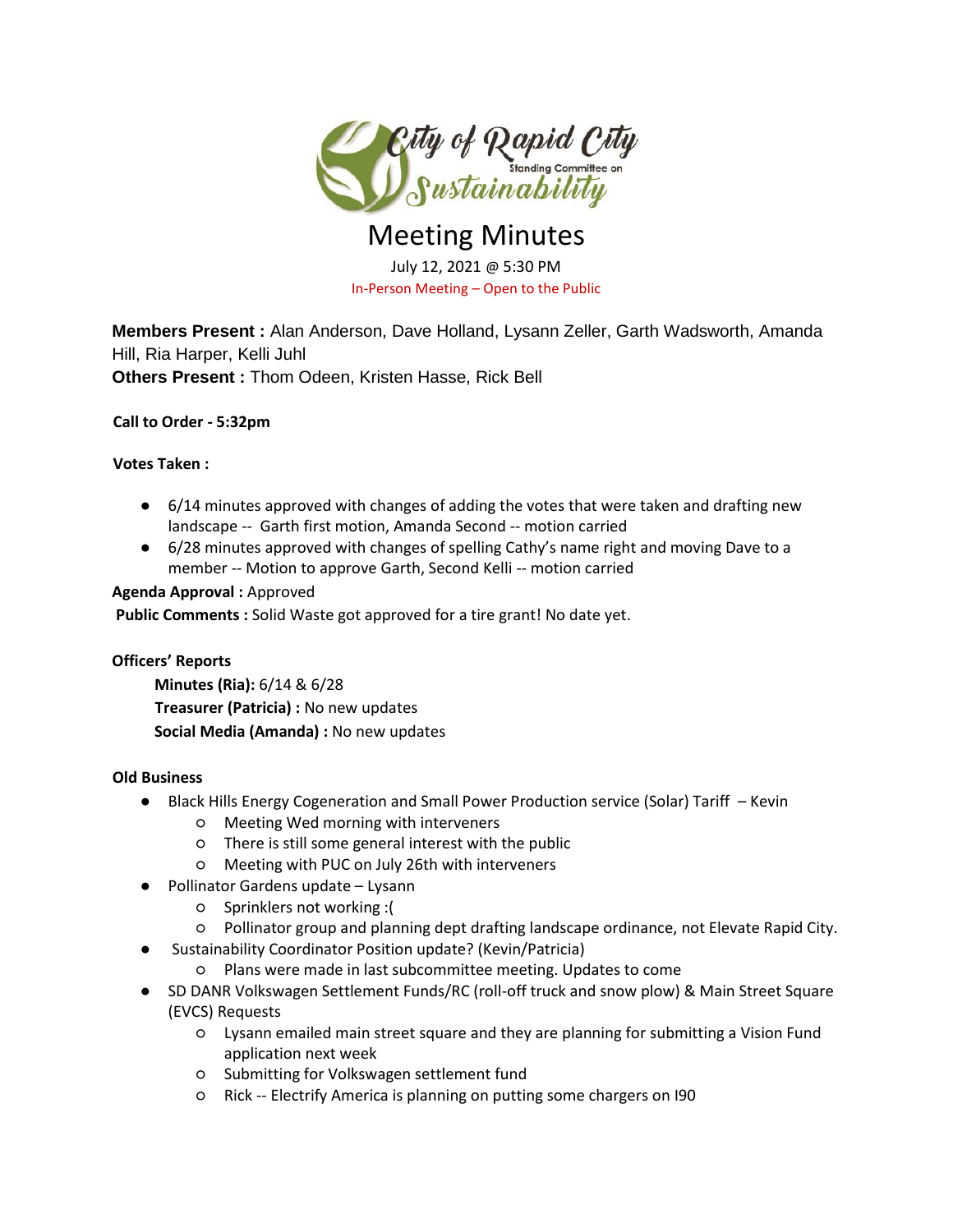# Meeting Minutes

July 12, 2021 @ 5:30 PM

In-Person Meeting – Open to the Public

**Members Present :** Alan Anderson, Dave Holland, Lysann Zeller, Garth Wadsworth, Amanda Hill, Ria Harper, Kelli Juhl

**Others Present :** Thom Odeen, Kristen Hasse, Rick Bell

**Call to Order - 5:32pm**

**Votes Taken :**

- 6/14 minutes approved with changes of adding the votes that were taken and drafting new landscape -- Garth first motion, Amanda Second -- motion carried
- 6/28 minutes approved with changes of spelling Cathy's name right and moving Dave to a member -- Motion to approve Garth, Second Kelli -- motion carried

**Agenda Approval :** Approved

**Public Comments :** Solid Waste got approved for a tire grant! No date yet.

**Officers' Reports**

**Minutes (Ria):** 6/14 & 6/28

**Treasurer (Patricia) :** No new updates

**Social Media (Amanda) :** No new updates

**Old Business**

- Black Hills Energy Cogeneration and Small Power Production service (Solar) Tariff – Kevin
  - Meeting Wed morning with interveners
  - There is still some general interest with the public
  - Meeting with PUC on July 26th with interveners
- Pollinator Gardens update – Lysann
  - Sprinklers not working :(
  - Pollinator group and planning dept drafting landscape ordinance, not Elevate Rapid City.
- Sustainability Coordinator Position update? (Kevin/Patricia)
  - Plans were made in last subcommittee meeting. Updates to come
- SD DANR Volkswagen Settlement Funds/RC (roll-off truck and snow plow) & Main Street Square (EVCS) Requests
  - Lysann emailed main street square and they are planning for submitting a Vision Fund application next week
  - Submitting for Volkswagen settlement fund
  - Rick -- Electrify America is planning on putting some chargers on I90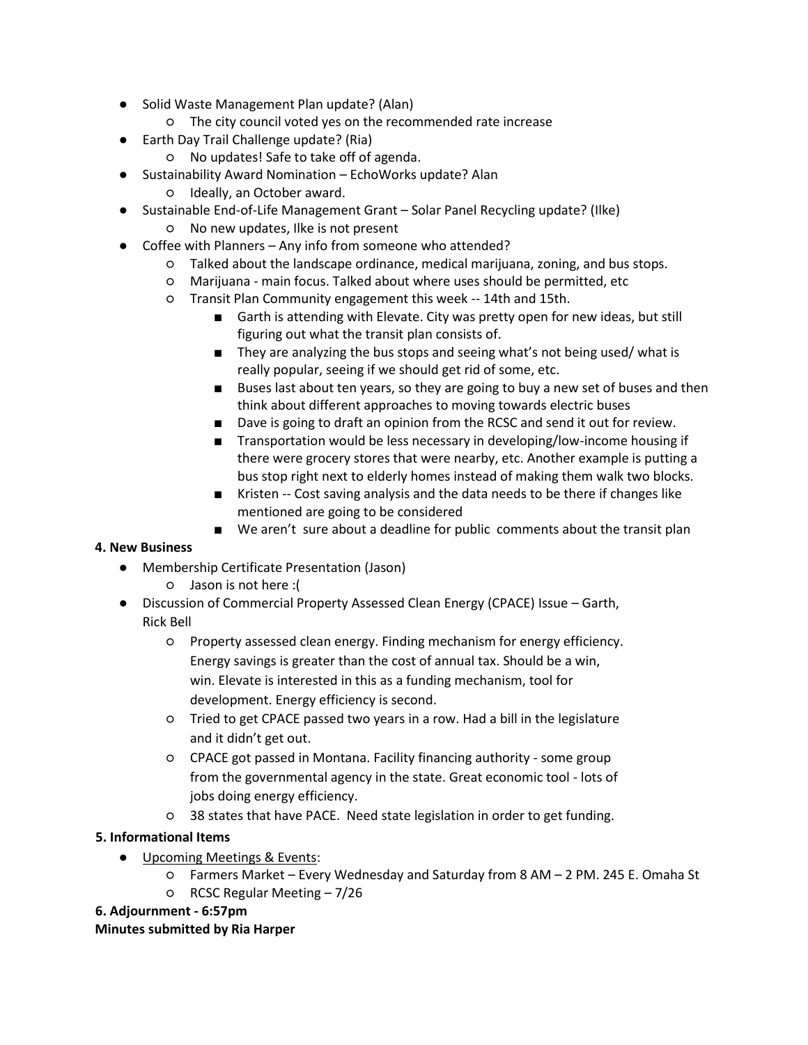- Solid Waste Management Plan update? (Alan)
  - The city council voted yes on the recommended rate increase
- Earth Day Trail Challenge update? (Ria)
  - No updates! Safe to take off of agenda.
- Sustainability Award Nomination – EchoWorks update? Alan
  - Ideally, an October award.
- Sustainable End-of-Life Management Grant – Solar Panel Recycling update? (Ilke)
  - No new updates, Ilke is not present
- Coffee with Planners – Any info from someone who attended?
  - Talked about the landscape ordinance, medical marijuana, zoning, and bus stops.
  - Marijuana - main focus. Talked about where uses should be permitted, etc
  - Transit Plan Community engagement this week -- 14th and 15th.
    - Garth is attending with Elevate. City was pretty open for new ideas, but still figuring out what the transit plan consists of.
    - They are analyzing the bus stops and seeing what's not being used/ what is really popular, seeing if we should get rid of some, etc.
    - Buses last about ten years, so they are going to buy a new set of buses and then think about different approaches to moving towards electric buses
    - Dave is going to draft an opinion from the RCSC and send it out for review.
    - Transportation would be less necessary in developing/low-income housing if there were grocery stores that were nearby, etc. Another example is putting a bus stop right next to elderly homes instead of making them walk two blocks.
    - Kristen -- Cost saving analysis and the data needs to be there if changes like mentioned are going to be considered
    - We aren't sure about a deadline for public comments about the transit plan

**4. New Business**

- Membership Certificate Presentation (Jason)
  - Jason is not here :(
- Discussion of Commercial Property Assessed Clean Energy (CPACE) Issue – Garth, Rick Bell
  - Property assessed clean energy. Finding mechanism for energy efficiency. Energy savings is greater than the cost of annual tax. Should be a win, win. Elevate is interested in this as a funding mechanism, tool for development. Energy efficiency is second.
  - Tried to get CPACE passed two years in a row. Had a bill in the legislature and it didn't get out.
  - CPACE got passed in Montana. Facility financing authority - some group from the governmental agency in the state. Great economic tool - lots of jobs doing energy efficiency.
  - 38 states that have PACE. Need state legislation in order to get funding.

**5. Informational Items**

- Upcoming Meetings & Events:
  - Farmers Market – Every Wednesday and Saturday from 8 AM – 2 PM. 245 E. Omaha St
  - RCSC Regular Meeting – 7/26

**6. Adjournment - 6:57pm**

**Minutes submitted by Ria Harper**